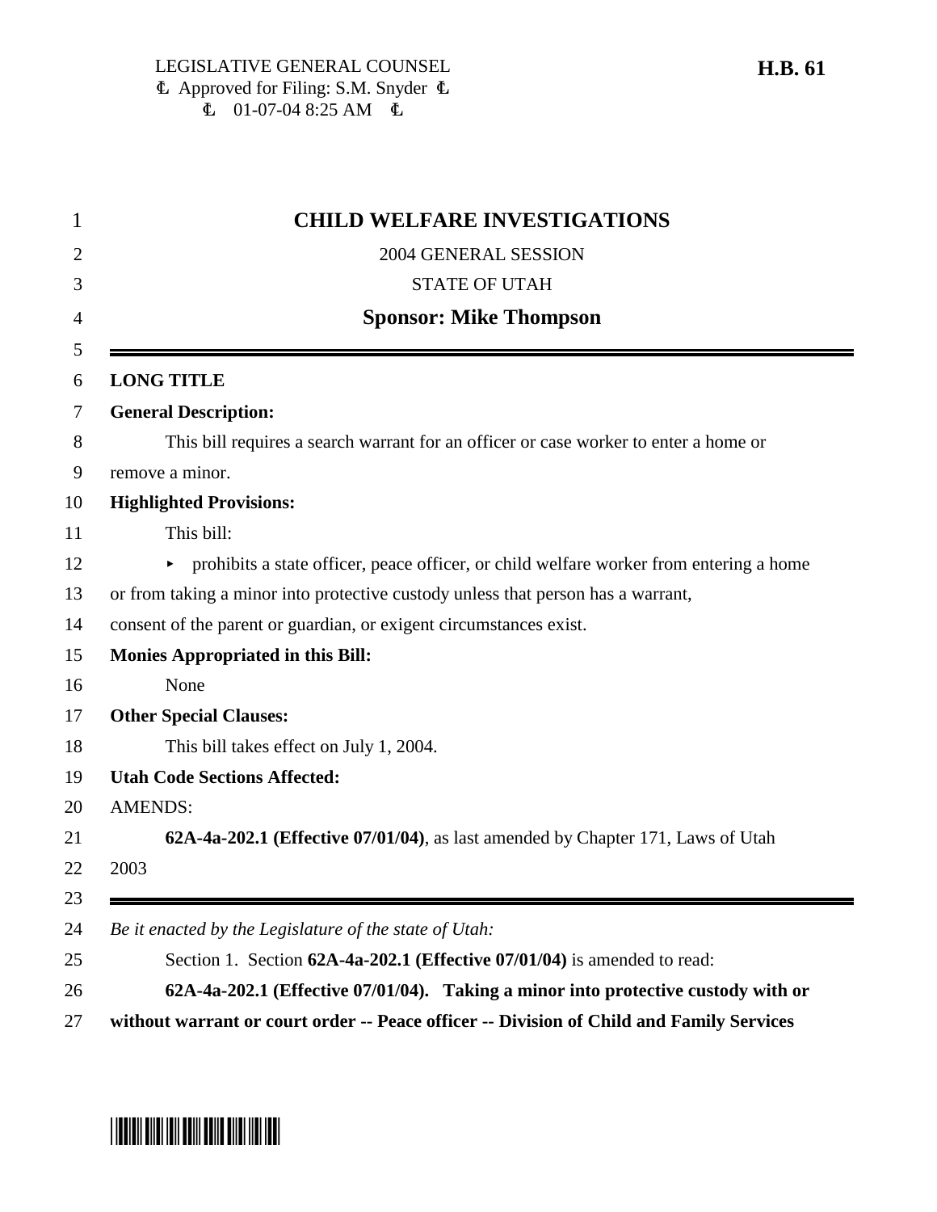LEGISLATIVE GENERAL COUNSEL
Approved for Filing: S.M. Snyder
01-07-04 8:25 AM

**H.B. 61**

# CHILD WELFARE INVESTIGATIONS

2004 GENERAL SESSION

STATE OF UTAH

**Sponsor: Mike Thompson**

---

**LONG TITLE**

**General Description:**

This bill requires a search warrant for an officer or case worker to enter a home or remove a minor.

**Highlighted Provisions:**

This bill:

- prohibits a state officer, peace officer, or child welfare worker from entering a home or from taking a minor into protective custody unless that person has a warrant, consent of the parent or guardian, or exigent circumstances exist.

**Monies Appropriated in this Bill:**

None

**Other Special Clauses:**

This bill takes effect on July 1, 2004.

**Utah Code Sections Affected:**

AMENDS:

**62A-4a-202.1 (Effective 07/01/04)**, as last amended by Chapter 171, Laws of Utah 2003

---

*Be it enacted by the Legislature of the state of Utah:*

Section 1. Section **62A-4a-202.1 (Effective 07/01/04)** is amended to read:

**62A-4a-202.1 (Effective 07/01/04). Taking a minor into protective custody with or without warrant or court order -- Peace officer -- Division of Child and Family Services**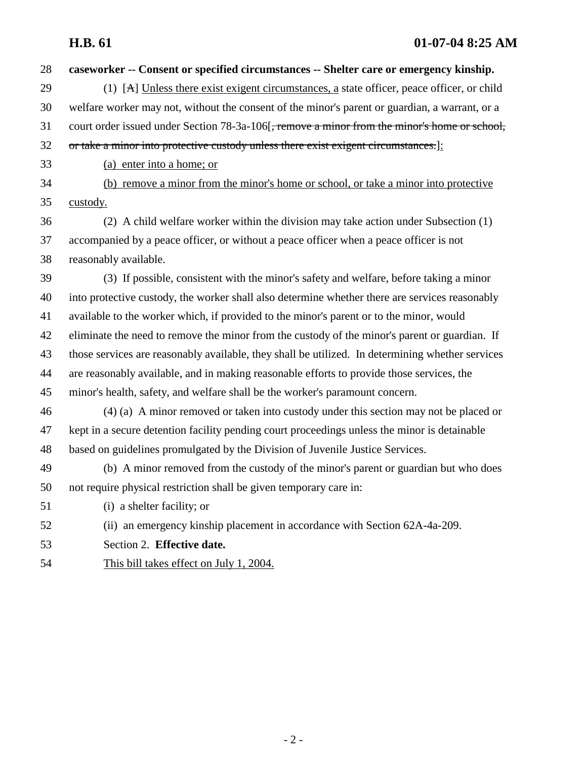**caseworker -- Consent or specified circumstances -- Shelter care or emergency kinship.**

(1) [~~A~~] <u>Unless there exist exigent circumstances, a</u> state officer, peace officer, or child welfare worker may not, without the consent of the minor's parent or guardian, a warrant, or a court order issued under Section 78-3a-106[~~, remove a minor from the minor's home or school, or take a minor into protective custody unless there exist exigent circumstances.~~]<u>:</u>

<u>(a) enter into a home; or</u>

<u>(b) remove a minor from the minor's home or school, or take a minor into protective custody.</u>

(2) A child welfare worker within the division may take action under Subsection (1) accompanied by a peace officer, or without a peace officer when a peace officer is not reasonably available.

(3) If possible, consistent with the minor's safety and welfare, before taking a minor into protective custody, the worker shall also determine whether there are services reasonably available to the worker which, if provided to the minor's parent or to the minor, would eliminate the need to remove the minor from the custody of the minor's parent or guardian. If those services are reasonably available, they shall be utilized. In determining whether services are reasonably available, and in making reasonable efforts to provide those services, the minor's health, safety, and welfare shall be the worker's paramount concern.

(4) (a) A minor removed or taken into custody under this section may not be placed or kept in a secure detention facility pending court proceedings unless the minor is detainable based on guidelines promulgated by the Division of Juvenile Justice Services.

(b) A minor removed from the custody of the minor's parent or guardian but who does not require physical restriction shall be given temporary care in:

(i) a shelter facility; or

(ii) an emergency kinship placement in accordance with Section 62A-4a-209.

Section 2. **Effective date.**

<u>This bill takes effect on July 1, 2004.</u>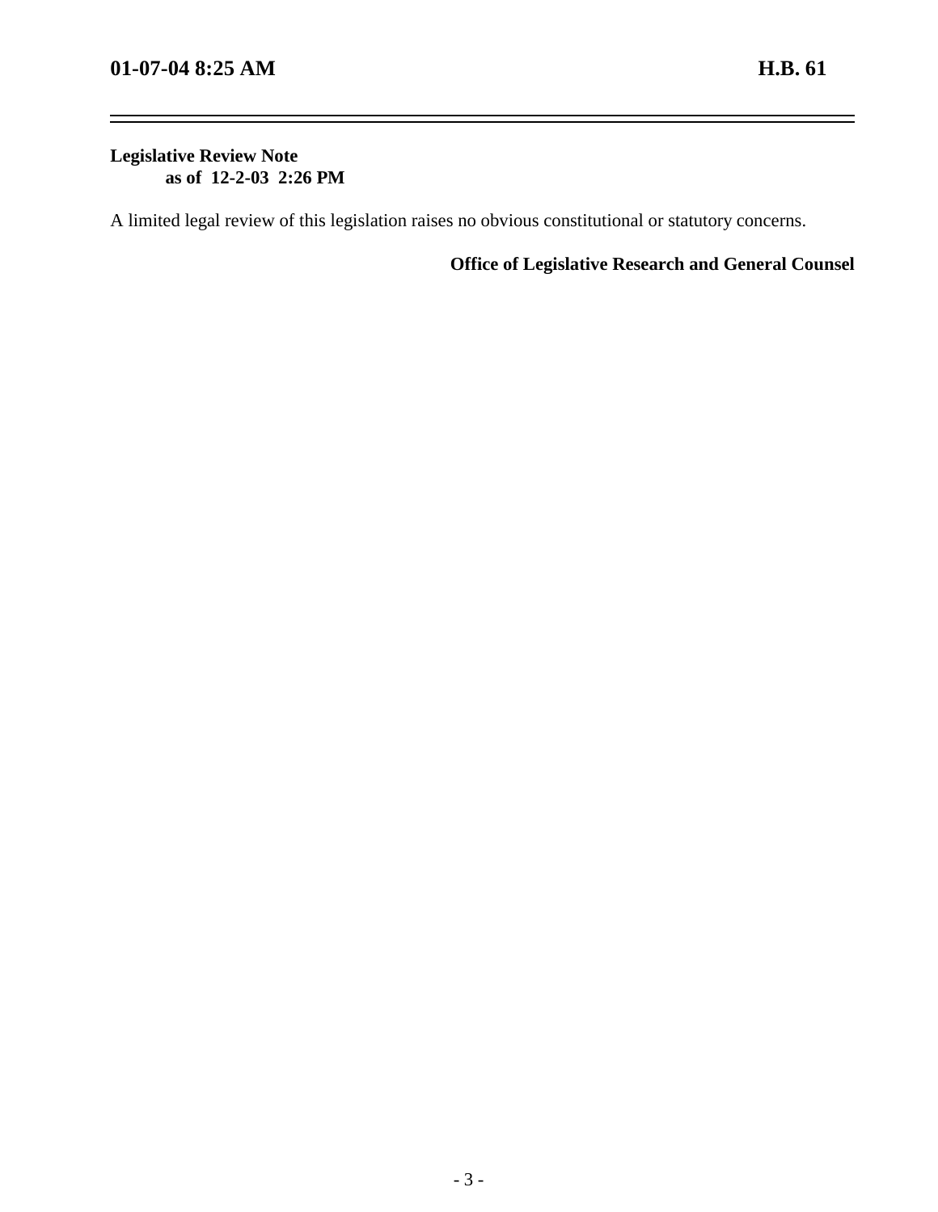**Legislative Review Note**
**as of 12-2-03 2:26 PM**

A limited legal review of this legislation raises no obvious constitutional or statutory concerns.

**Office of Legislative Research and General Counsel**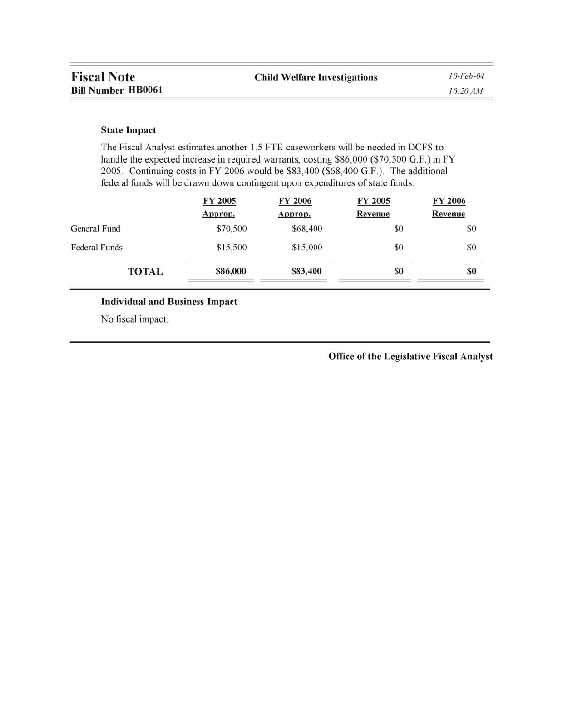**Fiscal Note** — **Child Welfare Investigations** — *10-Feb-04*

**Bill Number HB0061** — *10:20 AM*

### State Impact

The Fiscal Analyst estimates another 1.5 FTE caseworkers will be needed in DCFS to handle the expected increase in required warrants, costing $86,000 ($70,500 G.F.) in FY 2005. Continuing costs in FY 2006 would be $83,400 ($68,400 G.F.). The additional federal funds will be drawn down contingent upon expenditures of state funds.

| | FY 2005 Approp. | FY 2006 Approp. | FY 2005 Revenue | FY 2006 Revenue |
|---|---|---|---|---|
| General Fund | $70,500 | $68,400 | $0 | $0 |
| Federal Funds | $15,500 | $15,000 | $0 | $0 |
| **TOTAL** | **$86,000** | **$83,400** | **$0** | **$0** |

### Individual and Business Impact

No fiscal impact.

**Office of the Legislative Fiscal Analyst**